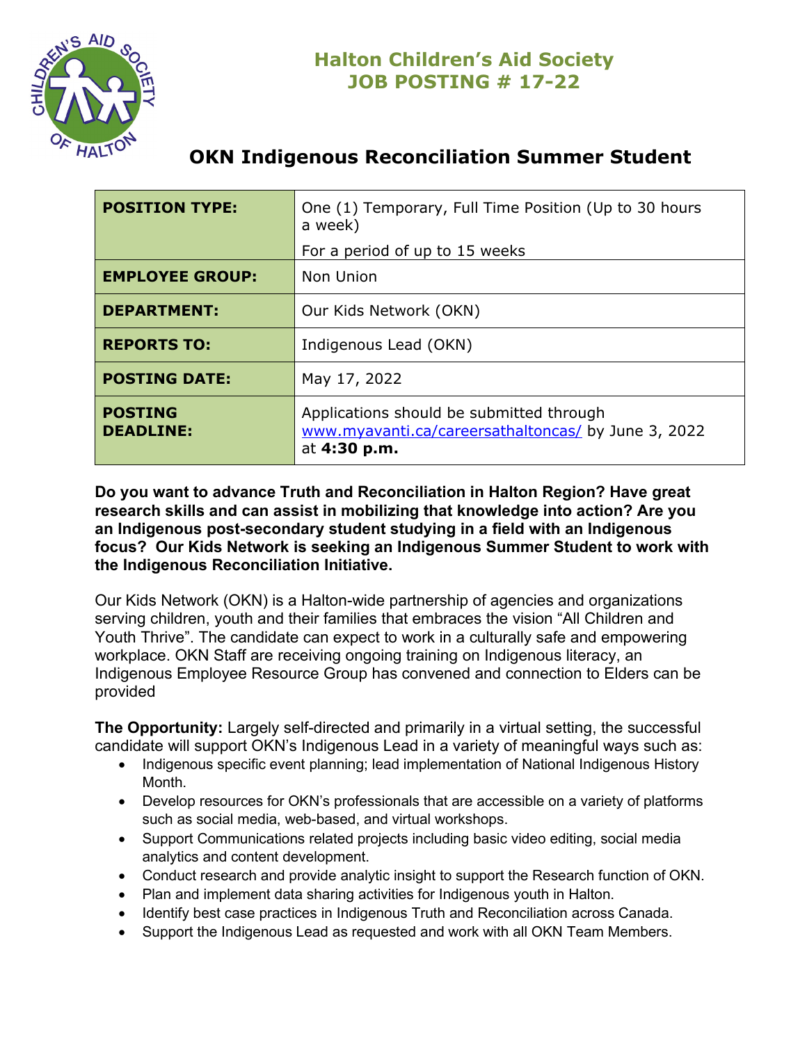# Halton Children's Aid Society
# JOB POSTING # 17-22

## OKN Indigenous Reconciliation Summer Student

| | |
|---|---|
| **POSITION TYPE:** | One (1) Temporary, Full Time Position (Up to 30 hours a week)<br>For a period of up to 15 weeks |
| **EMPLOYEE GROUP:** | Non Union |
| **DEPARTMENT:** | Our Kids Network (OKN) |
| **REPORTS TO:** | Indigenous Lead (OKN) |
| **POSTING DATE:** | May 17, 2022 |
| **POSTING DEADLINE:** | Applications should be submitted through www.myavanti.ca/careersathaltoncas/ by June 3, 2022 at **4:30 p.m.** |

**Do you want to advance Truth and Reconciliation in Halton Region? Have great research skills and can assist in mobilizing that knowledge into action? Are you an Indigenous post-secondary student studying in a field with an Indigenous focus? Our Kids Network is seeking an Indigenous Summer Student to work with the Indigenous Reconciliation Initiative.**

Our Kids Network (OKN) is a Halton-wide partnership of agencies and organizations serving children, youth and their families that embraces the vision "All Children and Youth Thrive". The candidate can expect to work in a culturally safe and empowering workplace. OKN Staff are receiving ongoing training on Indigenous literacy, an Indigenous Employee Resource Group has convened and connection to Elders can be provided

**The Opportunity:** Largely self-directed and primarily in a virtual setting, the successful candidate will support OKN's Indigenous Lead in a variety of meaningful ways such as:

- Indigenous specific event planning; lead implementation of National Indigenous History Month.
- Develop resources for OKN's professionals that are accessible on a variety of platforms such as social media, web-based, and virtual workshops.
- Support Communications related projects including basic video editing, social media analytics and content development.
- Conduct research and provide analytic insight to support the Research function of OKN.
- Plan and implement data sharing activities for Indigenous youth in Halton.
- Identify best case practices in Indigenous Truth and Reconciliation across Canada.
- Support the Indigenous Lead as requested and work with all OKN Team Members.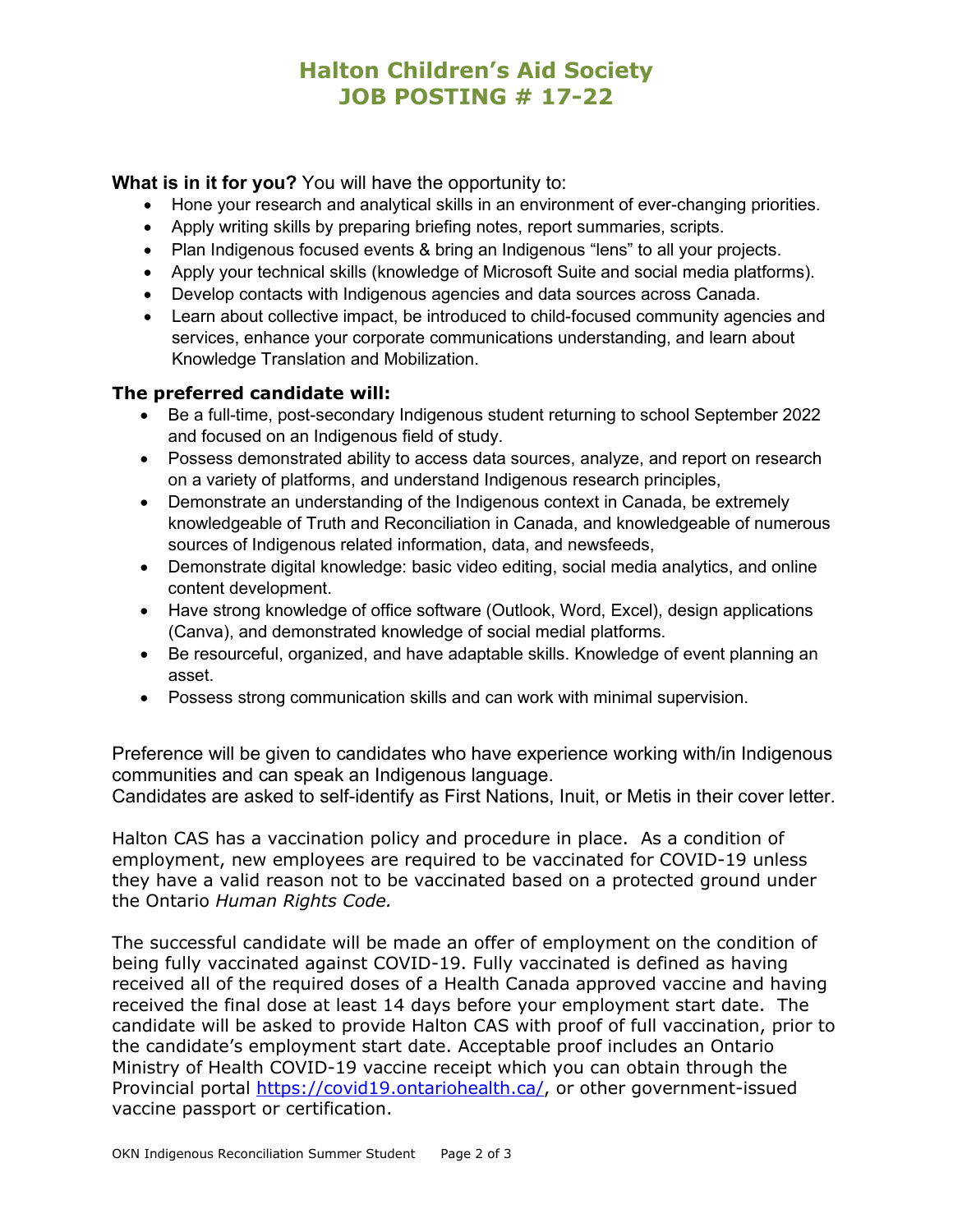# Halton Children's Aid Society
# JOB POSTING # 17-22

**What is in it for you?** You will have the opportunity to:

- Hone your research and analytical skills in an environment of ever-changing priorities.
- Apply writing skills by preparing briefing notes, report summaries, scripts.
- Plan Indigenous focused events & bring an Indigenous "lens" to all your projects.
- Apply your technical skills (knowledge of Microsoft Suite and social media platforms).
- Develop contacts with Indigenous agencies and data sources across Canada.
- Learn about collective impact, be introduced to child-focused community agencies and services, enhance your corporate communications understanding, and learn about Knowledge Translation and Mobilization.

### The preferred candidate will:

- Be a full-time, post-secondary Indigenous student returning to school September 2022 and focused on an Indigenous field of study.
- Possess demonstrated ability to access data sources, analyze, and report on research on a variety of platforms, and understand Indigenous research principles,
- Demonstrate an understanding of the Indigenous context in Canada, be extremely knowledgeable of Truth and Reconciliation in Canada, and knowledgeable of numerous sources of Indigenous related information, data, and newsfeeds,
- Demonstrate digital knowledge: basic video editing, social media analytics, and online content development.
- Have strong knowledge of office software (Outlook, Word, Excel), design applications (Canva), and demonstrated knowledge of social medial platforms.
- Be resourceful, organized, and have adaptable skills. Knowledge of event planning an asset.
- Possess strong communication skills and can work with minimal supervision.

Preference will be given to candidates who have experience working with/in Indigenous communities and can speak an Indigenous language.
Candidates are asked to self-identify as First Nations, Inuit, or Metis in their cover letter.

Halton CAS has a vaccination policy and procedure in place. As a condition of employment, new employees are required to be vaccinated for COVID-19 unless they have a valid reason not to be vaccinated based on a protected ground under the Ontario *Human Rights Code.*

The successful candidate will be made an offer of employment on the condition of being fully vaccinated against COVID-19. Fully vaccinated is defined as having received all of the required doses of a Health Canada approved vaccine and having received the final dose at least 14 days before your employment start date. The candidate will be asked to provide Halton CAS with proof of full vaccination, prior to the candidate's employment start date. Acceptable proof includes an Ontario Ministry of Health COVID-19 vaccine receipt which you can obtain through the Provincial portal https://covid19.ontariohealth.ca/, or other government-issued vaccine passport or certification.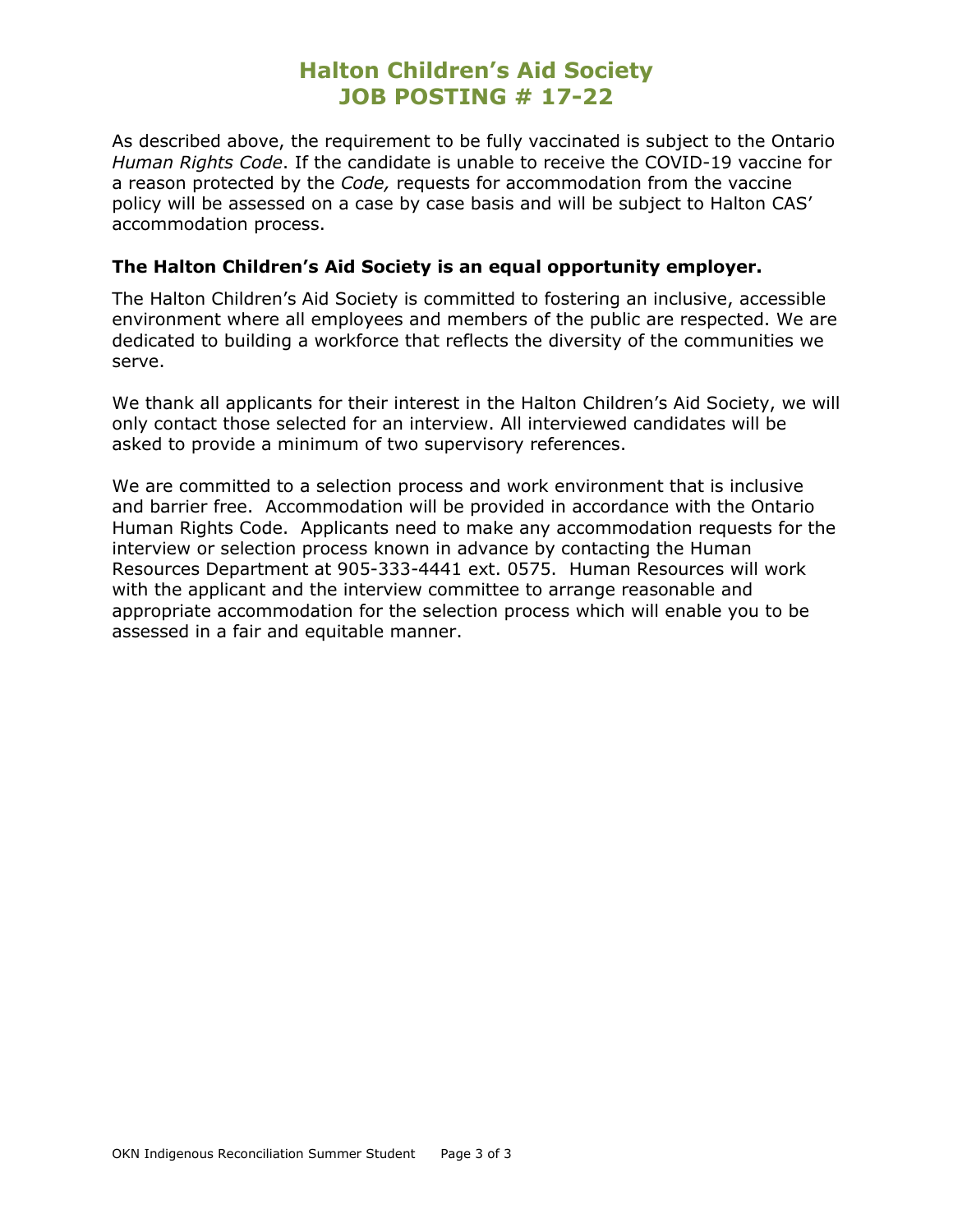As described above, the requirement to be fully vaccinated is subject to the Ontario *Human Rights Code*. If the candidate is unable to receive the COVID-19 vaccine for a reason protected by the *Code,* requests for accommodation from the vaccine policy will be assessed on a case by case basis and will be subject to Halton CAS' accommodation process.

**The Halton Children's Aid Society is an equal opportunity employer.**

The Halton Children's Aid Society is committed to fostering an inclusive, accessible environment where all employees and members of the public are respected. We are dedicated to building a workforce that reflects the diversity of the communities we serve.

We thank all applicants for their interest in the Halton Children's Aid Society, we will only contact those selected for an interview. All interviewed candidates will be asked to provide a minimum of two supervisory references.

We are committed to a selection process and work environment that is inclusive and barrier free. Accommodation will be provided in accordance with the Ontario Human Rights Code. Applicants need to make any accommodation requests for the interview or selection process known in advance by contacting the Human Resources Department at 905-333-4441 ext. 0575. Human Resources will work with the applicant and the interview committee to arrange reasonable and appropriate accommodation for the selection process which will enable you to be assessed in a fair and equitable manner.